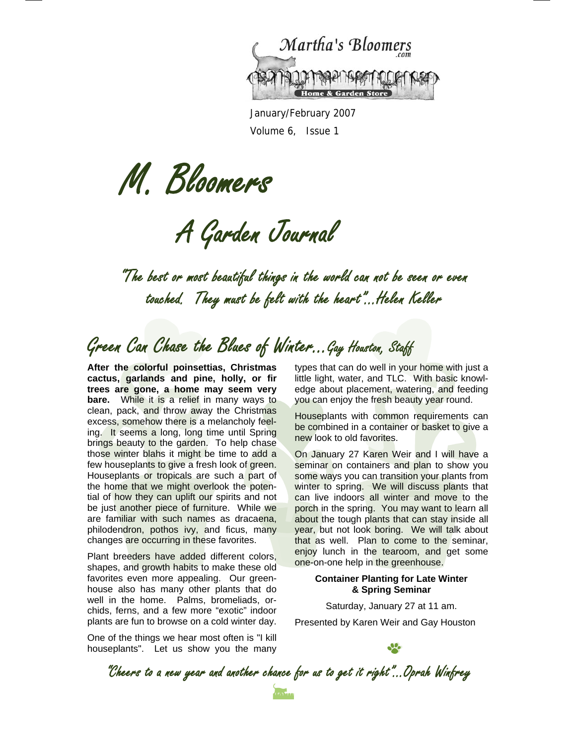Martha's Bloomers .com

Home & Garden Store

January/February 2007

Volume 6, Issue 1

# M. Bloomers

## A Garden Journal

*"The best or most beautiful things in the world can not be seen or even touched. They must be felt with the heart"...Helen Keller*

## Green Can Chase the Blues of Winter...*Gay Houston, Staff*

**After the colorful poinsettias, Christmas cactus, garlands and pine, holly, or fir trees are gone, a home may seem very bare.** While it is a relief in many ways to clean, pack, and throw away the Christmas excess, somehow there is a melancholy feeling. It seems a long, long time until Spring brings beauty to the garden. To help chase those winter blahs it might be time to add a few houseplants to give a fresh look of green. Houseplants or tropicals are such a part of the home that we might overlook the potential of how they can uplift our spirits and not be just another piece of furniture. While we are familiar with such names as dracaena, philodendron, pothos ivy, and ficus, many changes are occurring in these favorites.

Plant breeders have added different colors, shapes, and growth habits to make these old favorites even more appealing. Our greenhouse also has many other plants that do well in the home. Palms, bromeliads, orchids, ferns, and a few more "exotic" indoor plants are fun to browse on a cold winter day.

One of the things we hear most often is "I kill houseplants". Let us show you the many types that can do well in your home with just a little light, water, and TLC. With basic knowledge about placement, watering, and feeding you can enjoy the fresh beauty year round.

Houseplants with common requirements can be combined in a container or basket to give a new look to old favorites.

On January 27 Karen Weir and I will have a seminar on containers and plan to show you some ways you can transition your plants from winter to spring. We will discuss plants that can live indoors all winter and move to the porch in the spring. You may want to learn all about the tough plants that can stay inside all year, but not look boring. We will talk about that as well. Plan to come to the seminar, enjoy lunch in the tearoom, and get some one-on-one help in the greenhouse.

**Container Planting for Late Winter & Spring Seminar**

Saturday, January 27 at 11 am.

Presented by Karen Weir and Gay Houston

*"Cheers to a new year and another chance for us to get it right"...Oprah Winfrey*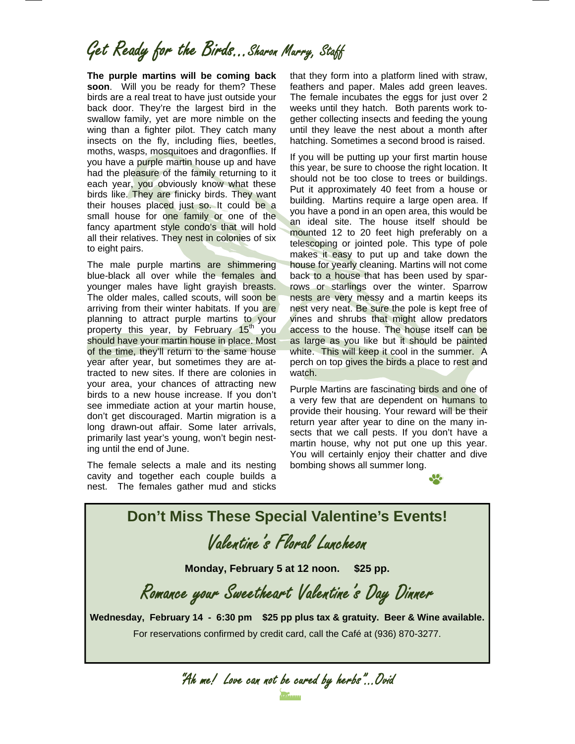# Get Ready for the Birds...Sharon Murry, Staff

**The purple martins will be coming back soon**. Will you be ready for them? These birds are a real treat to have just outside your back door. They're the largest bird in the swallow family, yet are more nimble on the wing than a fighter pilot. They catch many insects on the fly, including flies, beetles, moths, wasps, mosquitoes and dragonflies. If you have a purple martin house up and have had the pleasure of the family returning to it each year, you obviously know what these birds like. They are finicky birds. They want their houses placed just so. It could be a small house for one family or one of the fancy apartment style condo's that will hold all their relatives. They nest in colonies of six to eight pairs.

The male purple martins are shimmering blue-black all over while the females and younger males have light grayish breasts. The older males, called scouts, will soon be arriving from their winter habitats. If you are planning to attract purple martins to your property this year, by February 15th you should have your martin house in place. Most of the time, they'll return to the same house year after year, but sometimes they are attracted to new sites. If there are colonies in your area, your chances of attracting new birds to a new house increase. If you don't see immediate action at your martin house, don't get discouraged. Martin migration is a long drawn-out affair. Some later arrivals, primarily last year's young, won't begin nesting until the end of June.

The female selects a male and its nesting cavity and together each couple builds a nest. The females gather mud and sticks that they form into a platform lined with straw, feathers and paper. Males add green leaves. The female incubates the eggs for just over 2 weeks until they hatch. Both parents work together collecting insects and feeding the young until they leave the nest about a month after hatching. Sometimes a second brood is raised.

If you will be putting up your first martin house this year, be sure to choose the right location. It should not be too close to trees or buildings. Put it approximately 40 feet from a house or building. Martins require a large open area. If you have a pond in an open area, this would be an ideal site. The house itself should be mounted 12 to 20 feet high preferably on a telescoping or jointed pole. This type of pole makes it easy to put up and take down the house for yearly cleaning. Martins will not come back to a house that has been used by sparrows or starlings over the winter. Sparrow nests are very messy and a martin keeps its nest very neat. Be sure the pole is kept free of vines and shrubs that might allow predators access to the house. The house itself can be as large as you like but it should be painted white. This will keep it cool in the summer. A perch on top gives the birds a place to rest and watch.

Purple Martins are fascinating birds and one of a very few that are dependent on humans to provide their housing. Your reward will be their return year after year to dine on the many insects that we call pests. If you don't have a martin house, why not put one up this year. You will certainly enjoy their chatter and dive bombing shows all summer long.

## Don't Miss These Special Valentine's Events!

### Valentine's Floral Luncheon

**Monday, February 5 at 12 noon. $25 pp.**

### Romance your Sweetheart Valentine's Day Dinner

**Wednesday, February 14 - 6:30 pm $25 pp plus tax & gratuity. Beer & Wine available.**

For reservations confirmed by credit card, call the Café at (936) 870-3277.

*"Ah me! Love can not be cured by herbs"...Ovid*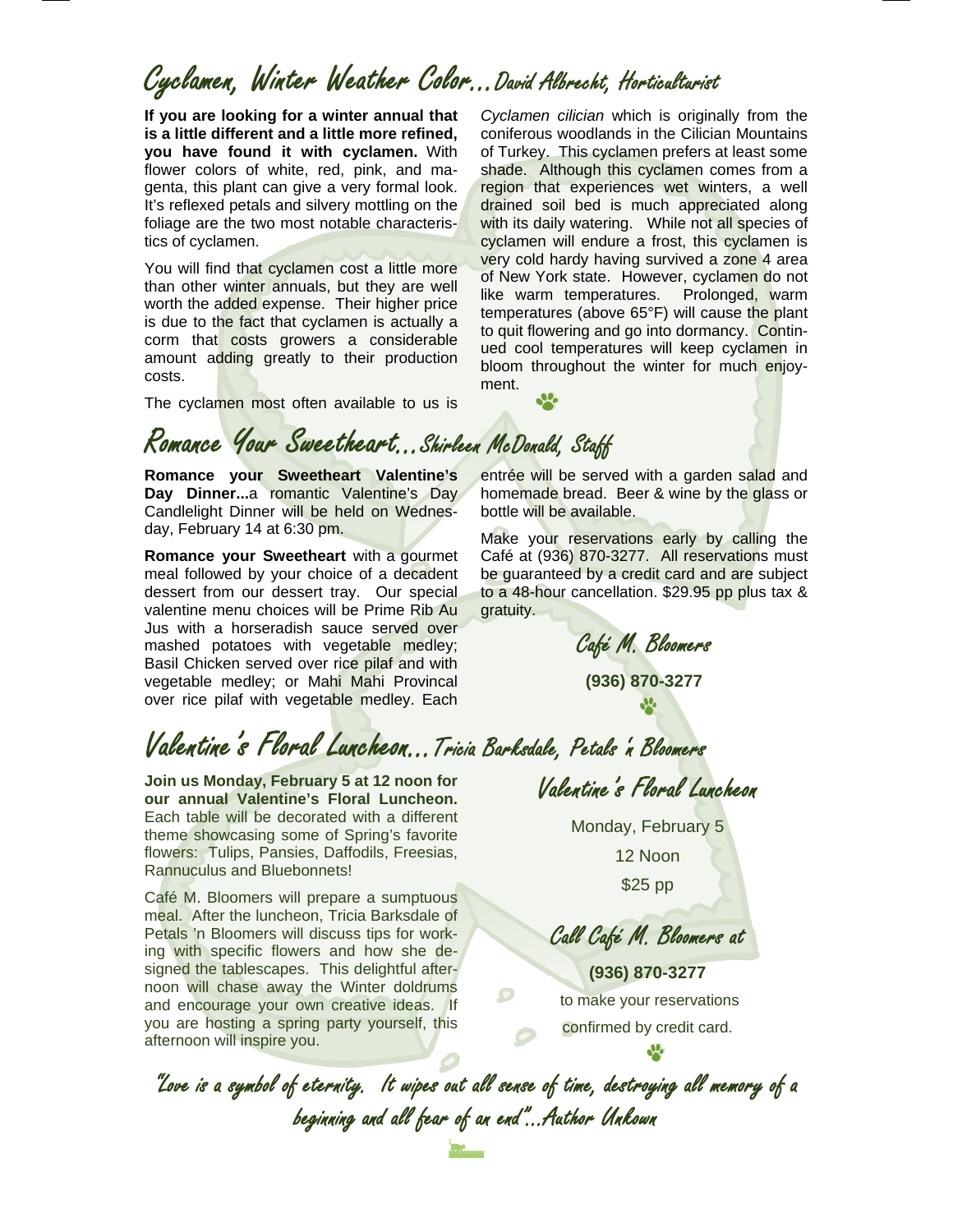## Cyclamen, Winter Weather Color...David Albrecht, Horticulturist

**If you are looking for a winter annual that is a little different and a little more refined, you have found it with cyclamen.** With flower colors of white, red, pink, and magenta, this plant can give a very formal look. It's reflexed petals and silvery mottling on the foliage are the two most notable characteristics of cyclamen.

You will find that cyclamen cost a little more than other winter annuals, but they are well worth the added expense. Their higher price is due to the fact that cyclamen is actually a corm that costs growers a considerable amount adding greatly to their production costs.

The cyclamen most often available to us is *Cyclamen cilician* which is originally from the coniferous woodlands in the Cilician Mountains of Turkey. This cyclamen prefers at least some shade. Although this cyclamen comes from a region that experiences wet winters, a well drained soil bed is much appreciated along with its daily watering. While not all species of cyclamen will endure a frost, this cyclamen is very cold hardy having survived a zone 4 area of New York state. However, cyclamen do not like warm temperatures. Prolonged, warm temperatures (above 65°F) will cause the plant to quit flowering and go into dormancy. Continued cool temperatures will keep cyclamen in bloom throughout the winter for much enjoyment.

## Romance Your Sweetheart...Shirleen McDonald, Staff

**Romance your Sweetheart Valentine's Day Dinner...**a romantic Valentine's Day Candlelight Dinner will be held on Wednesday, February 14 at 6:30 pm.

**Romance your Sweetheart** with a gourmet meal followed by your choice of a decadent dessert from our dessert tray. Our special valentine menu choices will be Prime Rib Au Jus with a horseradish sauce served over mashed potatoes with vegetable medley; Basil Chicken served over rice pilaf and with vegetable medley; or Mahi Mahi Provincal over rice pilaf with vegetable medley. Each entrée will be served with a garden salad and homemade bread. Beer & wine by the glass or bottle will be available.

Make your reservations early by calling the Café at (936) 870-3277. All reservations must be guaranteed by a credit card and are subject to a 48-hour cancellation. $29.95 pp plus tax & gratuity.

Café M. Bloomers

**(936) 870-3277**

## Valentine's Floral Luncheon...Tricia Barksdale, Petals 'n Bloomers

**Join us Monday, February 5 at 12 noon for our annual Valentine's Floral Luncheon.** Each table will be decorated with a different theme showcasing some of Spring's favorite flowers: Tulips, Pansies, Daffodils, Freesias, Rannuculus and Bluebonnets!

Café M. Bloomers will prepare a sumptuous meal. After the luncheon, Tricia Barksdale of Petals 'n Bloomers will discuss tips for working with specific flowers and how she designed the tablescapes. This delightful afternoon will chase away the Winter doldrums and encourage your own creative ideas. If you are hosting a spring party yourself, this afternoon will inspire you.

Valentine's Floral Luncheon

Monday, February 5

12 Noon

$25 pp

Call Café M. Bloomers at

**(936) 870-3277**

to make your reservations

confirmed by credit card.

"Love is a symbol of eternity. It wipes out all sense of time, destroying all memory of a beginning and all fear of an end"...Author Unkown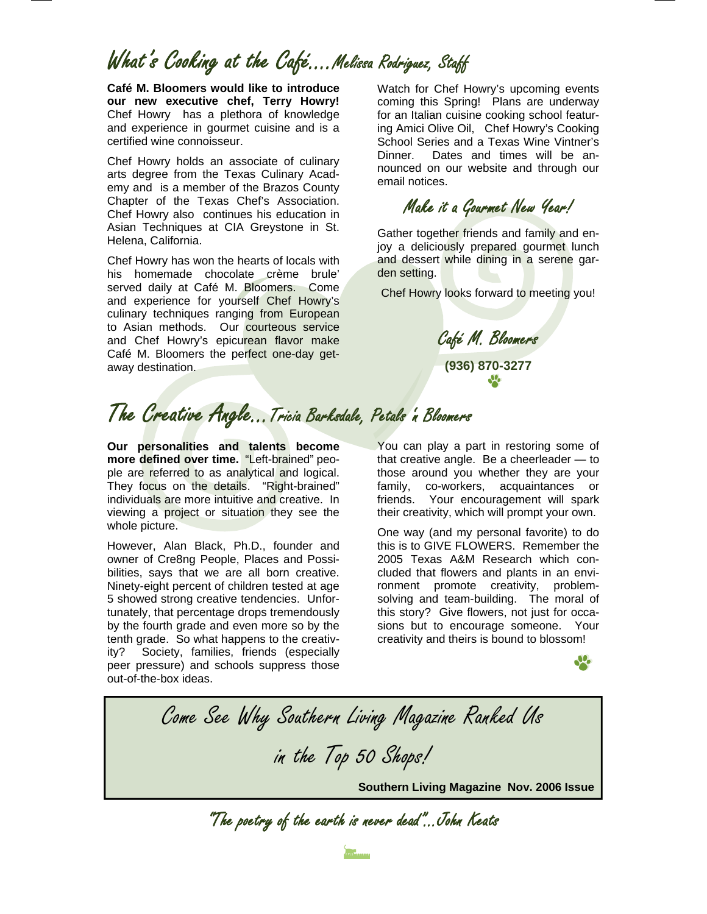## What's Cooking at the Café….Melissa Rodriguez, Staff

**Café M. Bloomers would like to introduce our new executive chef, Terry Howry!** Chef Howry has a plethora of knowledge and experience in gourmet cuisine and is a certified wine connoisseur.

Chef Howry holds an associate of culinary arts degree from the Texas Culinary Academy and is a member of the Brazos County Chapter of the Texas Chef's Association. Chef Howry also continues his education in Asian Techniques at CIA Greystone in St. Helena, California.

Chef Howry has won the hearts of locals with his homemade chocolate crème brule' served daily at Café M. Bloomers. Come and experience for yourself Chef Howry's culinary techniques ranging from European to Asian methods. Our courteous service and Chef Howry's epicurean flavor make Café M. Bloomers the perfect one-day getaway destination.

Watch for Chef Howry's upcoming events coming this Spring! Plans are underway for an Italian cuisine cooking school featuring Amici Olive Oil, Chef Howry's Cooking School Series and a Texas Wine Vintner's Dinner. Dates and times will be announced on our website and through our email notices.

### Make it a Gourmet New Year!

Gather together friends and family and enjoy a deliciously prepared gourmet lunch and dessert while dining in a serene garden setting.

Chef Howry looks forward to meeting you!

Café M. Bloomers

**(936) 870-3277**

## The Creative Angle…Tricia Barksdale, Petals 'n Bloomers

**Our personalities and talents become more defined over time.** "Left-brained" people are referred to as analytical and logical. They focus on the details. "Right-brained" individuals are more intuitive and creative. In viewing a project or situation they see the whole picture.

However, Alan Black, Ph.D., founder and owner of Cre8ng People, Places and Possibilities, says that we are all born creative. Ninety-eight percent of children tested at age 5 showed strong creative tendencies. Unfortunately, that percentage drops tremendously by the fourth grade and even more so by the tenth grade. So what happens to the creativity? Society, families, friends (especially peer pressure) and schools suppress those out-of-the-box ideas.

You can play a part in restoring some of that creative angle. Be a cheerleader — to those around you whether they are your family, co-workers, acquaintances or friends. Your encouragement will spark their creativity, which will prompt your own.

One way (and my personal favorite) to do this is to GIVE FLOWERS. Remember the 2005 Texas A&M Research which concluded that flowers and plants in an environment promote creativity, problem-solving and team-building. The moral of this story? Give flowers, not just for occasions but to encourage someone. Your creativity and theirs is bound to blossom!

Come See Why Southern Living Magazine Ranked Us in the Top 50 Shops!

**Southern Living Magazine Nov. 2006 Issue**

"The poetry of the earth is never dead"...John Keats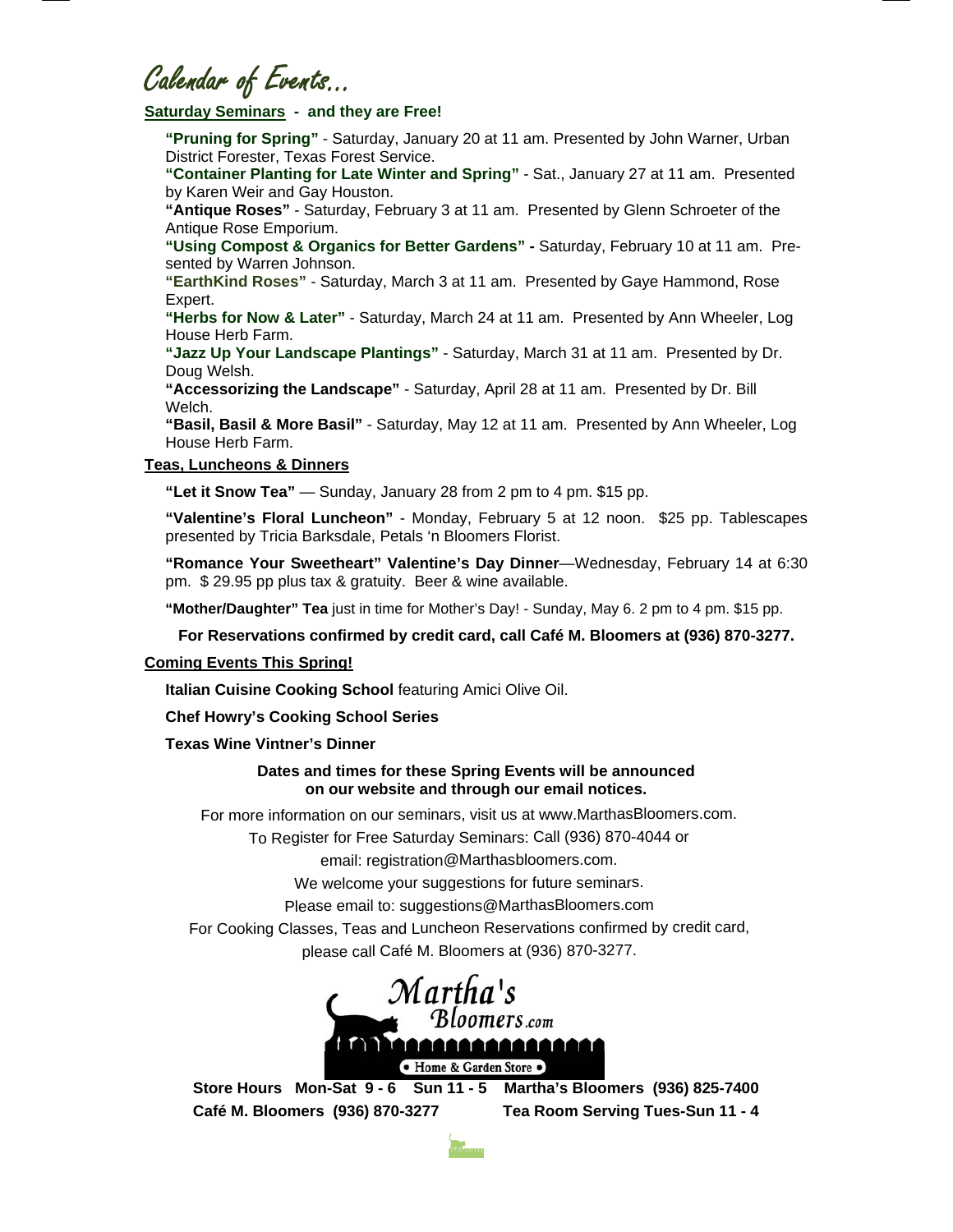# Calendar of Events...

**Saturday Seminars - and they are Free!**

**"Pruning for Spring"** - Saturday, January 20 at 11 am. Presented by John Warner, Urban District Forester, Texas Forest Service.
**"Container Planting for Late Winter and Spring"** - Sat., January 27 at 11 am. Presented by Karen Weir and Gay Houston.
**"Antique Roses"** - Saturday, February 3 at 11 am. Presented by Glenn Schroeter of the Antique Rose Emporium.
**"Using Compost & Organics for Better Gardens" -** Saturday, February 10 at 11 am. Presented by Warren Johnson.
**"EarthKind Roses"** - Saturday, March 3 at 11 am. Presented by Gaye Hammond, Rose Expert.
**"Herbs for Now & Later"** - Saturday, March 24 at 11 am. Presented by Ann Wheeler, Log House Herb Farm.
**"Jazz Up Your Landscape Plantings"** - Saturday, March 31 at 11 am. Presented by Dr. Doug Welsh.
**"Accessorizing the Landscape"** - Saturday, April 28 at 11 am. Presented by Dr. Bill Welch.
**"Basil, Basil & More Basil"** - Saturday, May 12 at 11 am. Presented by Ann Wheeler, Log House Herb Farm.

**Teas, Luncheons & Dinners**

**"Let it Snow Tea"** — Sunday, January 28 from 2 pm to 4 pm. $15 pp.

**"Valentine's Floral Luncheon"** - Monday, February 5 at 12 noon. $25 pp. Tablescapes presented by Tricia Barksdale, Petals 'n Bloomers Florist.

**"Romance Your Sweetheart" Valentine's Day Dinner**—Wednesday, February 14 at 6:30 pm. $ 29.95 pp plus tax & gratuity. Beer & wine available.

**"Mother/Daughter" Tea** just in time for Mother's Day! - Sunday, May 6. 2 pm to 4 pm. $15 pp.

**For Reservations confirmed by credit card, call Café M. Bloomers at (936) 870-3277.**

**Coming Events This Spring!**

**Italian Cuisine Cooking School** featuring Amici Olive Oil.

**Chef Howry's Cooking School Series**

**Texas Wine Vintner's Dinner**

**Dates and times for these Spring Events will be announced on our website and through our email notices.**

For more information on our seminars, visit us at www.MarthasBloomers.com.
To Register for Free Saturday Seminars: Call (936) 870-4044 or
email: registration@Marthasbloomers.com.
We welcome your suggestions for future seminars.
Please email to: suggestions@MarthasBloomers.com
For Cooking Classes, Teas and Luncheon Reservations confirmed by credit card, please call Café M. Bloomers at (936) 870-3277.

Martha's Bloomers.com
• Home & Garden Store •

**Store Hours Mon-Sat 9 - 6 Sun 11 - 5 Martha's Bloomers (936) 825-7400**
**Café M. Bloomers (936) 870-3277 Tea Room Serving Tues-Sun 11 - 4**